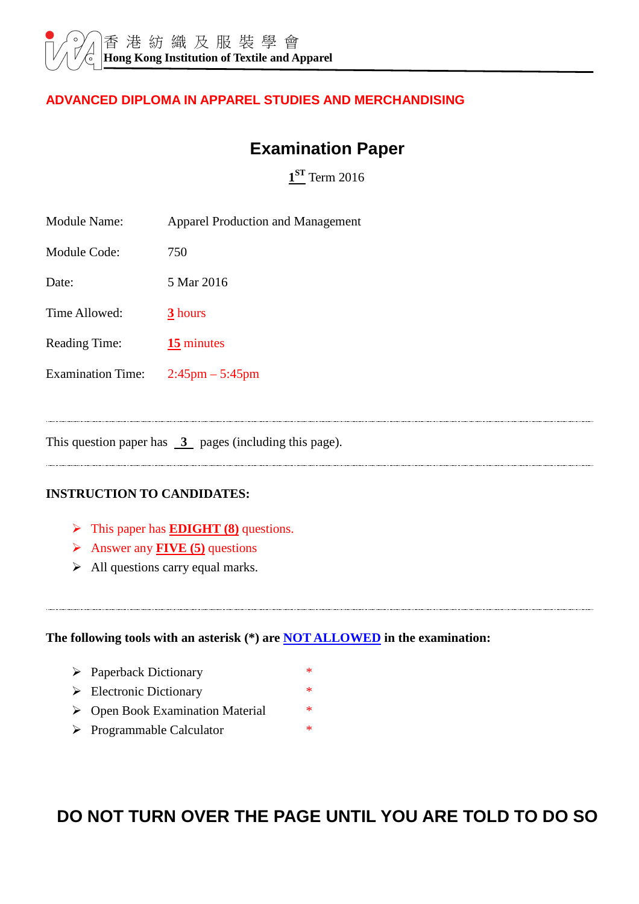香 港 紡 織 及 服 裝 學 會
**Hong Kong Institution of Textile and Apparel**

**ADVANCED DIPLOMA IN APPAREL STUDIES AND MERCHANDISING**

# Examination Paper

**1ST** Term 2016

| | |
|---|---|
| Module Name: | Apparel Production and Management |
| Module Code: | 750 |
| Date: | 5 Mar 2016 |
| Time Allowed: | **3** hours |
| Reading Time: | **15** minutes |
| Examination Time: | 2:45pm – 5:45pm |

---

This question paper has **3** pages (including this page).

---

**INSTRUCTION TO CANDIDATES:**

- This paper has **EDIGHT (8)** questions.
- Answer any **FIVE (5)** questions
- All questions carry equal marks.

---

**The following tools with an asterisk (*) are NOT ALLOWED in the examination:**

- Paperback Dictionary *
- Electronic Dictionary *
- Open Book Examination Material *
- Programmable Calculator *

**DO NOT TURN OVER THE PAGE UNTIL YOU ARE TOLD TO DO SO**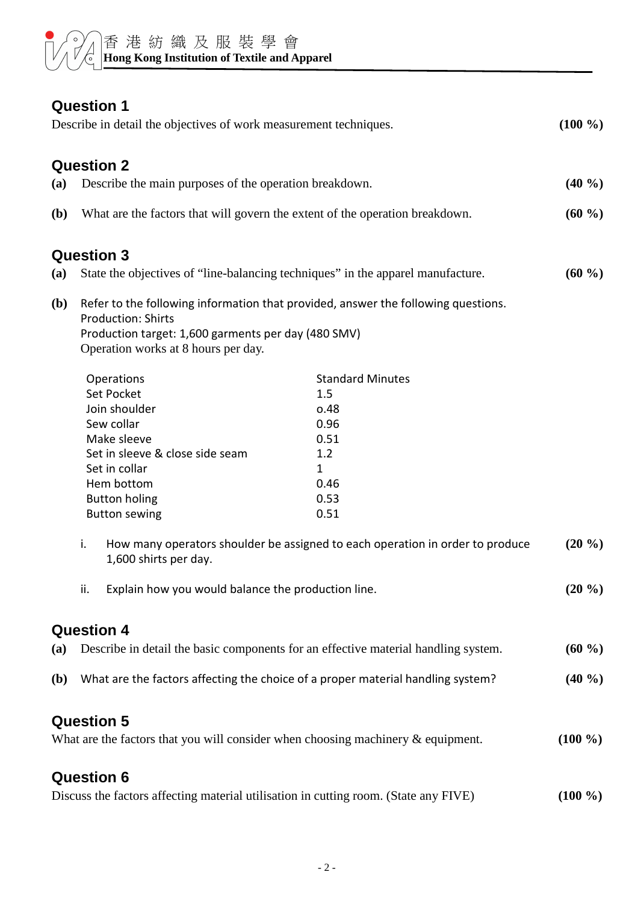## Question 1

Describe in detail the objectives of work measurement techniques. **(100 %)**

## Question 2

**(a)** Describe the main purposes of the operation breakdown. **(40 %)**

**(b)** What are the factors that will govern the extent of the operation breakdown. **(60 %)**

## Question 3

**(a)** State the objectives of "line-balancing techniques" in the apparel manufacture. **(60 %)**

**(b)** Refer to the following information that provided, answer the following questions.
Production: Shirts
Production target: 1,600 garments per day (480 SMV)
Operation works at 8 hours per day.

| Operations | Standard Minutes |
|---|---|
| Set Pocket | 1.5 |
| Join shoulder | o.48 |
| Sew collar | 0.96 |
| Make sleeve | 0.51 |
| Set in sleeve & close side seam | 1.2 |
| Set in collar | 1 |
| Hem bottom | 0.46 |
| Button holing | 0.53 |
| Button sewing | 0.51 |

i. How many operators shoulder be assigned to each operation in order to produce 1,600 shirts per day. **(20 %)**

ii. Explain how you would balance the production line. **(20 %)**

## Question 4

**(a)** Describe in detail the basic components for an effective material handling system. **(60 %)**

**(b)** What are the factors affecting the choice of a proper material handling system? **(40 %)**

## Question 5

What are the factors that you will consider when choosing machinery & equipment. **(100 %)**

## Question 6

Discuss the factors affecting material utilisation in cutting room. (State any FIVE) **(100 %)**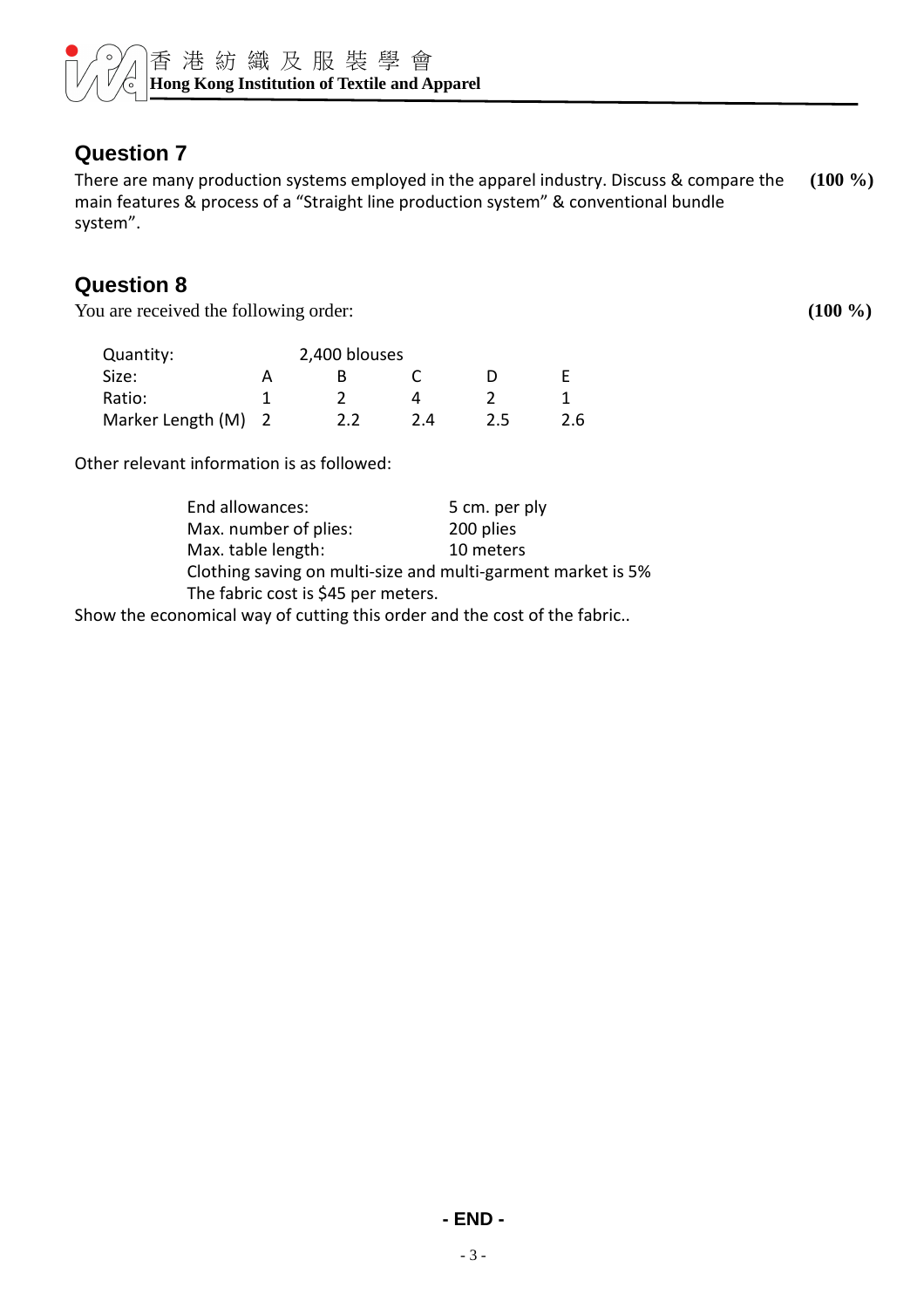## Question 7

There are many production systems employed in the apparel industry. Discuss & compare the main features & process of a “Straight line production system” & conventional bundle system”. **(100 %)**

## Question 8

You are received the following order: **(100 %)**

| | | | | | |
|---|---|---|---|---|---|
| Quantity: | | 2,400 blouses | | | |
| Size: | A | B | C | D | E |
| Ratio: | 1 | 2 | 4 | 2 | 1 |
| Marker Length (M) | 2 | 2.2 | 2.4 | 2.5 | 2.6 |

Other relevant information is as followed:

| | |
|---|---|
| End allowances: | 5 cm. per ply |
| Max. number of plies: | 200 plies |
| Max. table length: | 10 meters |

Clothing saving on multi-size and multi-garment market is 5%

The fabric cost is $45 per meters.

Show the economical way of cutting this order and the cost of the fabric..

**- END -**